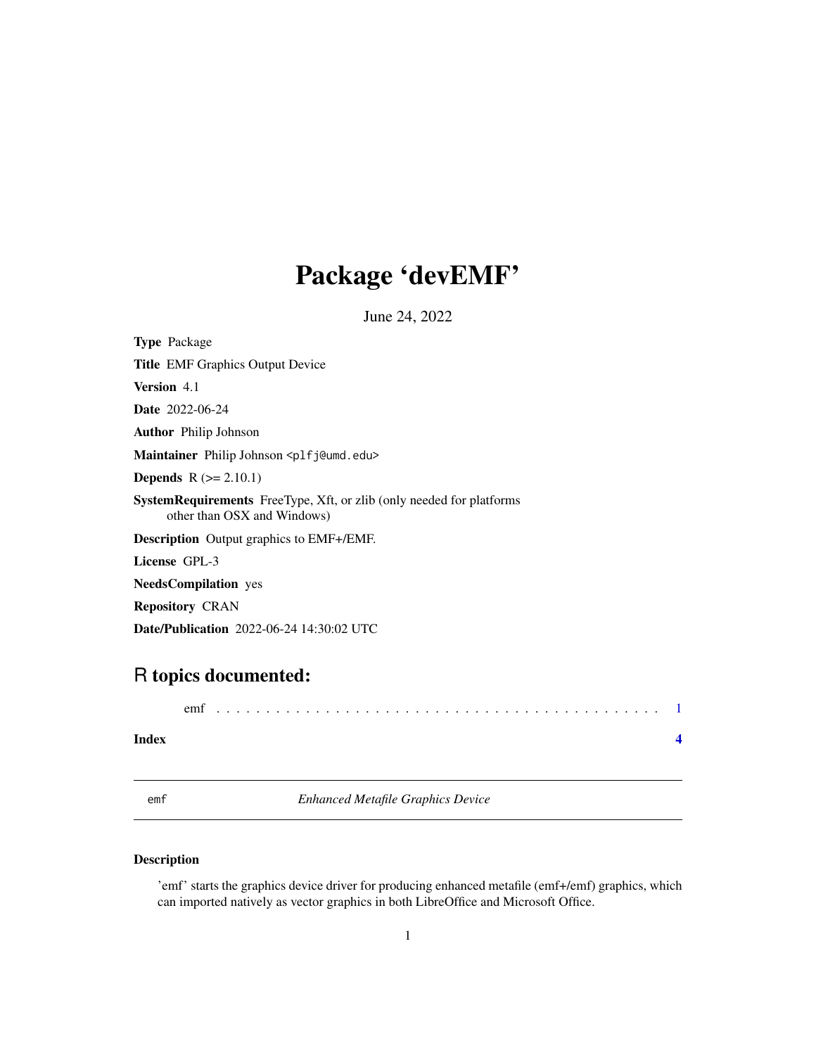# Package 'devEMF'

June 24, 2022

**Type** Package

**Title** EMF Graphics Output Device

**Version** 4.1

**Date** 2022-06-24

**Author** Philip Johnson

**Maintainer** Philip Johnson <plfj@umd.edu>

**Depends** R (>= 2.10.1)

**SystemRequirements** FreeType, Xft, or zlib (only needed for platforms other than OSX and Windows)

**Description** Output graphics to EMF+/EMF.

**License** GPL-3

**NeedsCompilation** yes

**Repository** CRAN

**Date/Publication** 2022-06-24 14:30:02 UTC

## R topics documented:

emf . . . . . . . . . . . . . . . . . . . . . . . . . . . . . . . . . . . . . . . . . . . 1

**Index** **4**

---

emf &nbsp;&nbsp;&nbsp;&nbsp; *Enhanced Metafile Graphics Device*

---

### Description

'emf' starts the graphics device driver for producing enhanced metafile (emf+/emf) graphics, which can imported natively as vector graphics in both LibreOffice and Microsoft Office.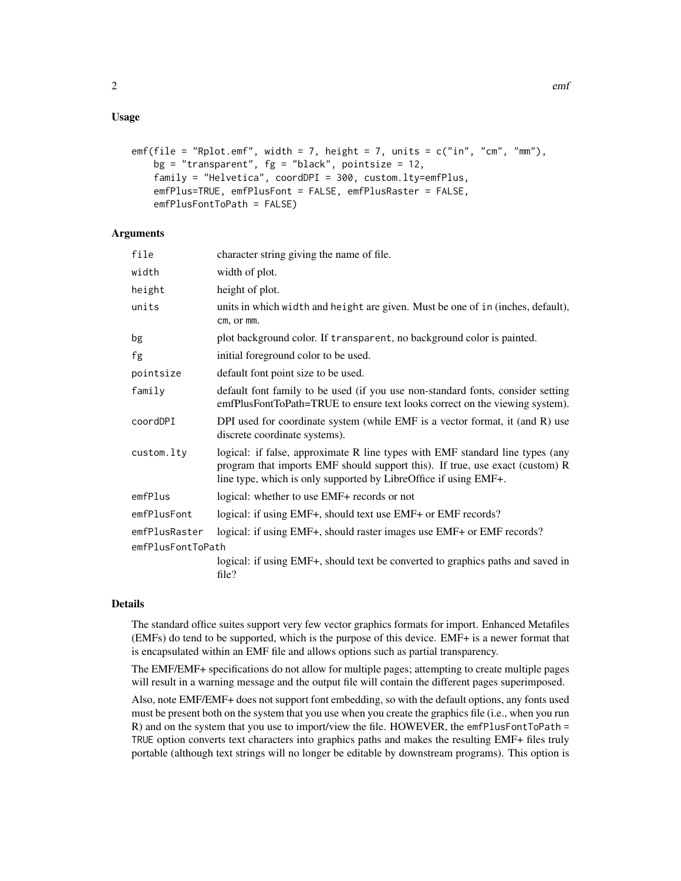## Usage

```
emf(file = "Rplot.emf", width = 7, height = 7, units = c("in", "cm", "mm"),
    bg = "transparent", fg = "black", pointsize = 12,
    family = "Helvetica", coordDPI = 300, custom.lty=emfPlus,
    emfPlus=TRUE, emfPlusFont = FALSE, emfPlusRaster = FALSE,
    emfPlusFontToPath = FALSE)
```

## Arguments

| Argument | Description |
|---|---|
| `file` | character string giving the name of file. |
| `width` | width of plot. |
| `height` | height of plot. |
| `units` | units in which `width` and `height` are given. Must be one of `in` (inches, default), `cm`, or `mm`. |
| `bg` | plot background color. If `transparent`, no background color is painted. |
| `fg` | initial foreground color to be used. |
| `pointsize` | default font point size to be used. |
| `family` | default font family to be used (if you use non-standard fonts, consider setting emfPlusFontToPath=TRUE to ensure text looks correct on the viewing system). |
| `coordDPI` | DPI used for coordinate system (while EMF is a vector format, it (and R) use discrete coordinate systems). |
| `custom.lty` | logical: if false, approximate R line types with EMF standard line types (any program that imports EMF should support this). If true, use exact (custom) R line type, which is only supported by LibreOffice if using EMF+. |
| `emfPlus` | logical: whether to use EMF+ records or not |
| `emfPlusFont` | logical: if using EMF+, should text use EMF+ or EMF records? |
| `emfPlusRaster` | logical: if using EMF+, should raster images use EMF+ or EMF records? |
| `emfPlusFontToPath` | logical: if using EMF+, should text be converted to graphics paths and saved in file? |

## Details

The standard office suites support very few vector graphics formats for import. Enhanced Metafiles (EMFs) do tend to be supported, which is the purpose of this device. EMF+ is a newer format that is encapsulated within an EMF file and allows options such as partial transparency.

The EMF/EMF+ specifications do not allow for multiple pages; attempting to create multiple pages will result in a warning message and the output file will contain the different pages superimposed.

Also, note EMF/EMF+ does not support font embedding, so with the default options, any fonts used must be present both on the system that you use when you create the graphics file (i.e., when you run R) and on the system that you use to import/view the file. HOWEVER, the `emfPlusFontToPath = TRUE` option converts text characters into graphics paths and makes the resulting EMF+ files truly portable (although text strings will no longer be editable by downstream programs). This option is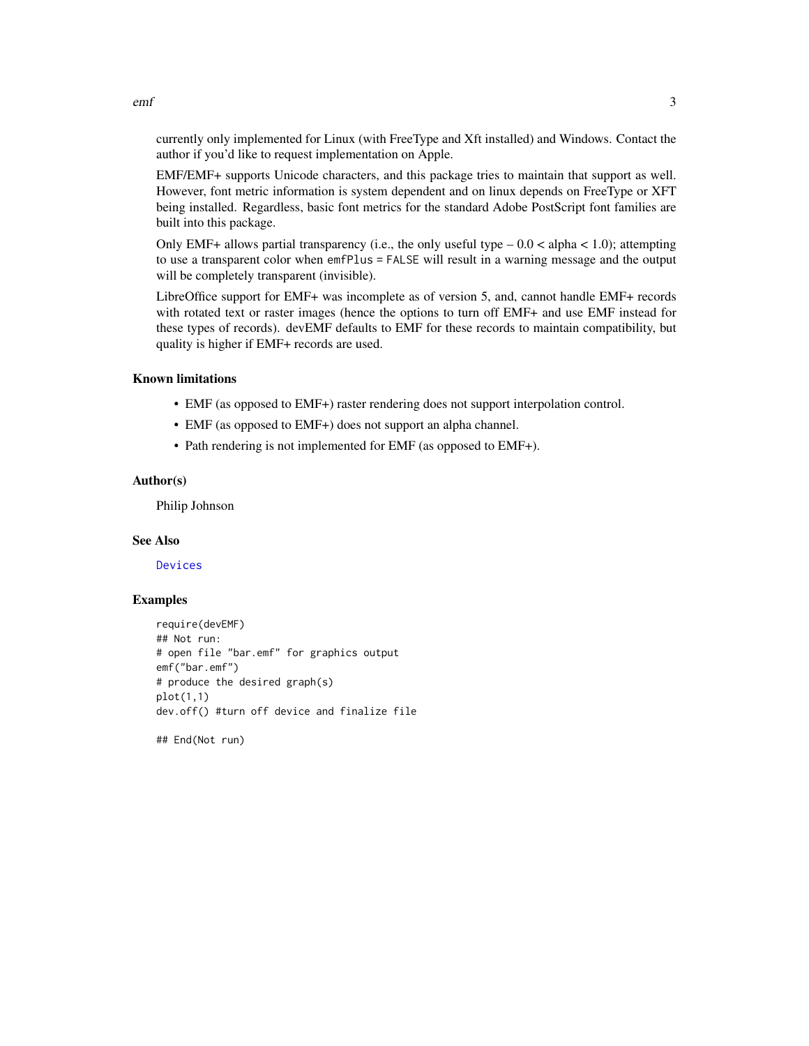currently only implemented for Linux (with FreeType and Xft installed) and Windows. Contact the author if you'd like to request implementation on Apple.

EMF/EMF+ supports Unicode characters, and this package tries to maintain that support as well. However, font metric information is system dependent and on linux depends on FreeType or XFT being installed. Regardless, basic font metrics for the standard Adobe PostScript font families are built into this package.

Only EMF+ allows partial transparency (i.e., the only useful type – 0.0 < alpha < 1.0); attempting to use a transparent color when `emfPlus = FALSE` will result in a warning message and the output will be completely transparent (invisible).

LibreOffice support for EMF+ was incomplete as of version 5, and, cannot handle EMF+ records with rotated text or raster images (hence the options to turn off EMF+ and use EMF instead for these types of records). devEMF defaults to EMF for these records to maintain compatibility, but quality is higher if EMF+ records are used.

## Known limitations

- EMF (as opposed to EMF+) raster rendering does not support interpolation control.
- EMF (as opposed to EMF+) does not support an alpha channel.
- Path rendering is not implemented for EMF (as opposed to EMF+).

## Author(s)

Philip Johnson

## See Also

Devices

## Examples

```
require(devEMF)
## Not run:
# open file "bar.emf" for graphics output
emf("bar.emf")
# produce the desired graph(s)
plot(1,1)
dev.off() #turn off device and finalize file

## End(Not run)
```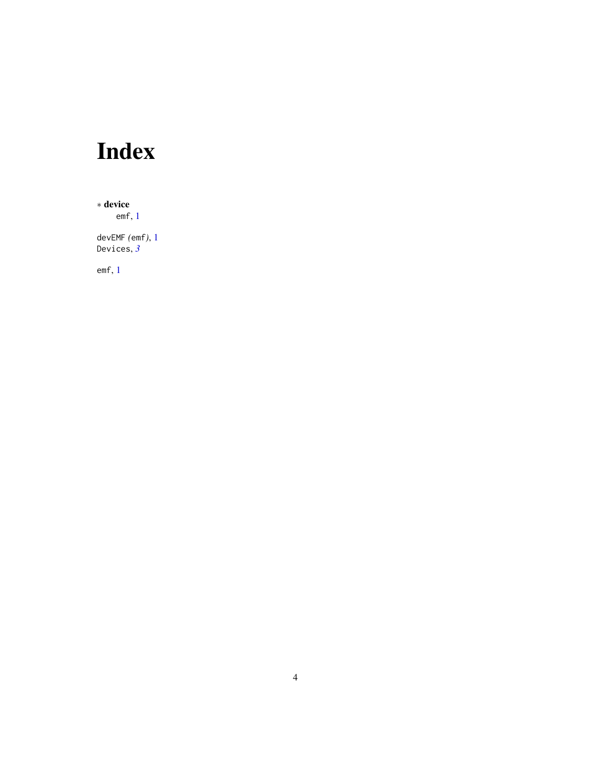# Index

∗ **device**

  emf, 1

devEMF *(emf)*, 1

Devices, *3*

emf, 1